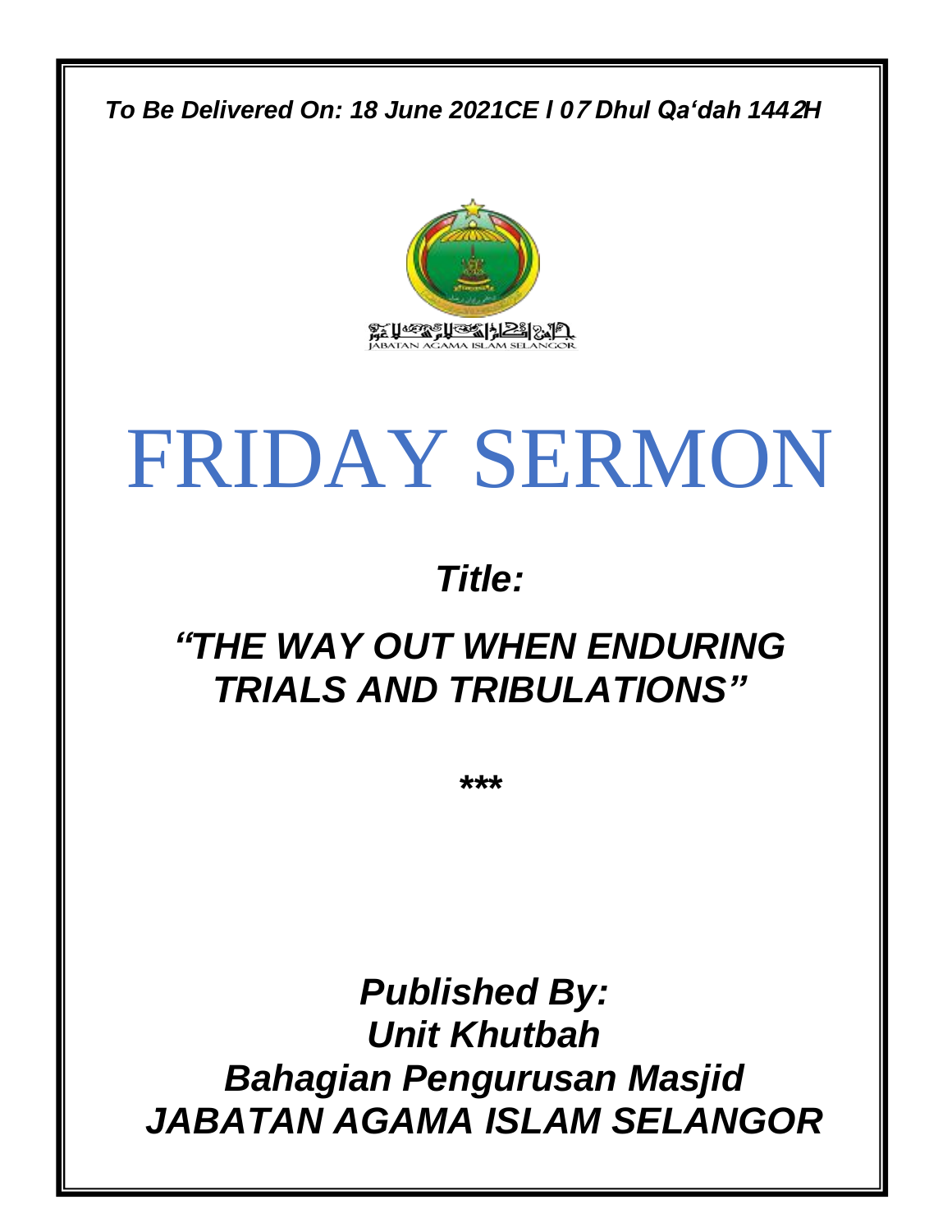*To Be Delivered On: 18 June 2021CE l 07 Dhul Qa'dah 1442H*

JABATAN AGAMA ISLAM SELANGOR

# FRIDAY SERMON

***Title:***

## *"THE WAY OUT WHEN ENDURING TRIALS AND TRIBULATIONS"*

***

***Published By:***
***Unit Khutbah***
***Bahagian Pengurusan Masjid***
***JABATAN AGAMA ISLAM SELANGOR***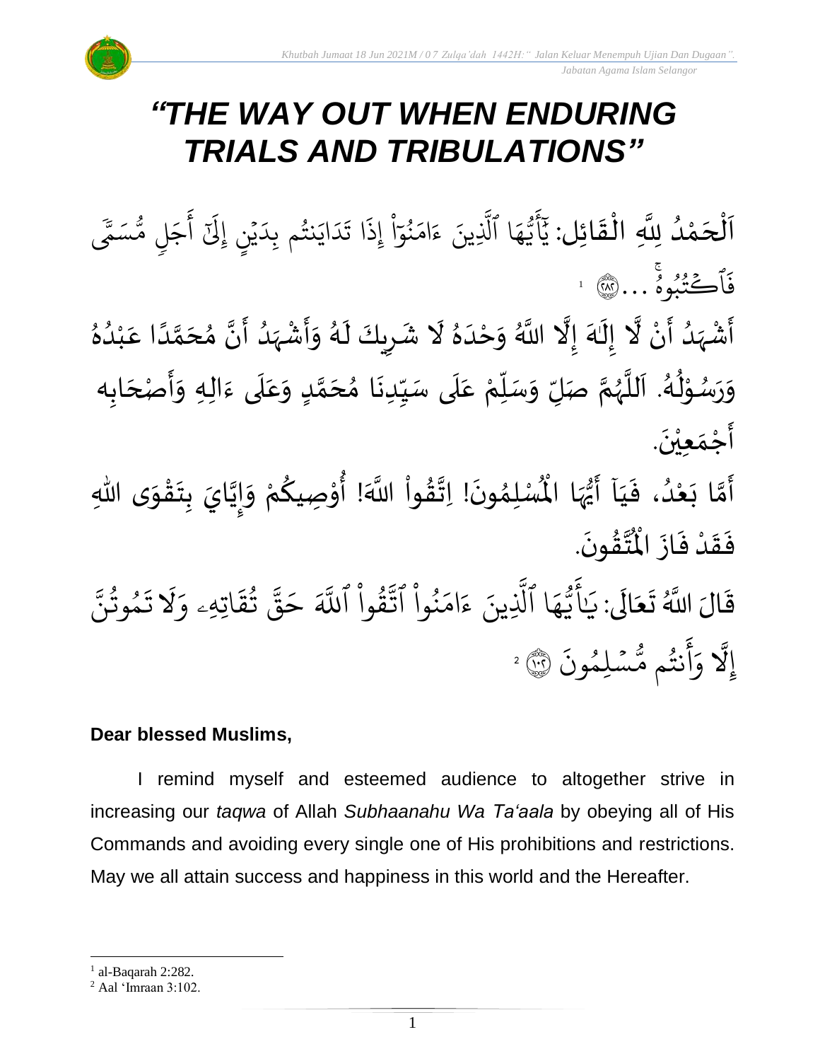# *"THE WAY OUT WHEN ENDURING TRIALS AND TRIBULATIONS"*

اَلْحَمْدُ لِلَّهِ الْقَائِل: يَٰٓأَيُّهَا ٱلَّذِينَ ءَامَنُوٓاْ إِذَا تَدَايَنتُم بِدَيۡنٍ إِلَىٰٓ أَجَلٖ مُّسَمّٗى فَٱكۡتُبُوهُۚ ... ﴿٢٨٢﴾ [1]

أَشْهَدُ أَنْ لَّا إِلَٰهَ إِلَّا اللَّهُ وَحْدَهُ لَا شَرِيكَ لَهُ وَأَشْهَدُ أَنَّ مُحَمَّدًا عَبْدُهُ وَرَسُوْلُهُ. اَللَّهُمَّ صَلِّ وَسَلِّمْ عَلَى سَيِّدِنَا مُحَمَّدٍ وَعَلَى ءَالِهِ وَأَصْحَابِه أَجْمَعِيْنَ.

أَمَّا بَعْدُ، فَيَاۤ أَيُّهَا الْمُسْلِمُونَ! اِتَّقُواْ اللَّهَ! أُوْصِيكُمْ وَإِيَّايَ بِتَقْوَى اللهِ فَقَدْ فَازَ الْمُتَّقُونَ.

قَالَ اللَّهُ تَعَالَى: يَٰٓأَيُّهَا ٱلَّذِينَ ءَامَنُواْ ٱتَّقُواْ ٱللَّهَ حَقَّ تُقَاتِهِۦ وَلَا تَمُوتُنَّ إِلَّا وَأَنتُم مُّسۡلِمُونَ ﴿١٠٢﴾ [2]

**Dear blessed Muslims,**

I remind myself and esteemed audience to altogether strive in increasing our *taqwa* of Allah *Subhaanahu Wa Ta'aala* by obeying all of His Commands and avoiding every single one of His prohibitions and restrictions. May we all attain success and happiness in this world and the Hereafter.

---

[1] al-Baqarah 2:282.

[2] Aal 'Imraan 3:102.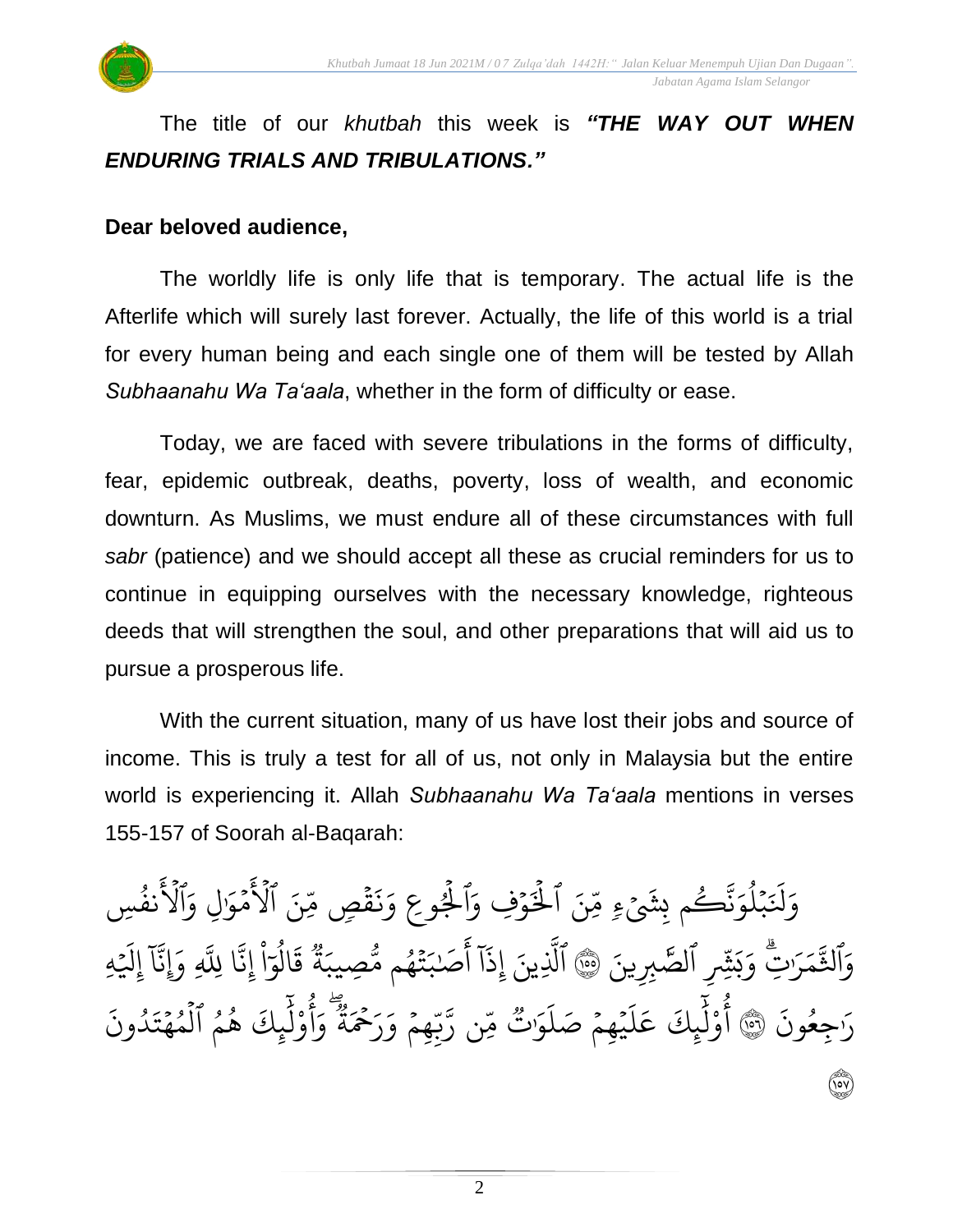The title of our *khutbah* this week is ***"THE WAY OUT WHEN ENDURING TRIALS AND TRIBULATIONS."***

**Dear beloved audience,**

The worldly life is only life that is temporary. The actual life is the Afterlife which will surely last forever. Actually, the life of this world is a trial for every human being and each single one of them will be tested by Allah *Subhaanahu Wa Ta'aala*, whether in the form of difficulty or ease.

Today, we are faced with severe tribulations in the forms of difficulty, fear, epidemic outbreak, deaths, poverty, loss of wealth, and economic downturn. As Muslims, we must endure all of these circumstances with full *sabr* (patience) and we should accept all these as crucial reminders for us to continue in equipping ourselves with the necessary knowledge, righteous deeds that will strengthen the soul, and other preparations that will aid us to pursue a prosperous life.

With the current situation, many of us have lost their jobs and source of income. This is truly a test for all of us, not only in Malaysia but the entire world is experiencing it. Allah *Subhaanahu Wa Ta'aala* mentions in verses 155-157 of Soorah al-Baqarah:

وَلَنَبْلُوَنَّكُم بِشَيْءٍ مِّنَ ٱلْخَوْفِ وَٱلْجُوعِ وَنَقْصٍ مِّنَ ٱلْأَمْوَٰلِ وَٱلْأَنفُسِ وَٱلثَّمَرَٰتِ ۗ وَبَشِّرِ ٱلصَّٰبِرِينَ ﴿١٥٥﴾ ٱلَّذِينَ إِذَآ أَصَٰبَتْهُم مُّصِيبَةٌ قَالُوٓا۟ إِنَّا لِلَّهِ وَإِنَّآ إِلَيْهِ رَٰجِعُونَ ﴿١٥٦﴾ أُو۟لَٰٓئِكَ عَلَيْهِمْ صَلَوَٰتٌ مِّن رَّبِّهِمْ وَرَحْمَةٌ ۖ وَأُو۟لَٰٓئِكَ هُمُ ٱلْمُهْتَدُونَ ﴿١٥٧﴾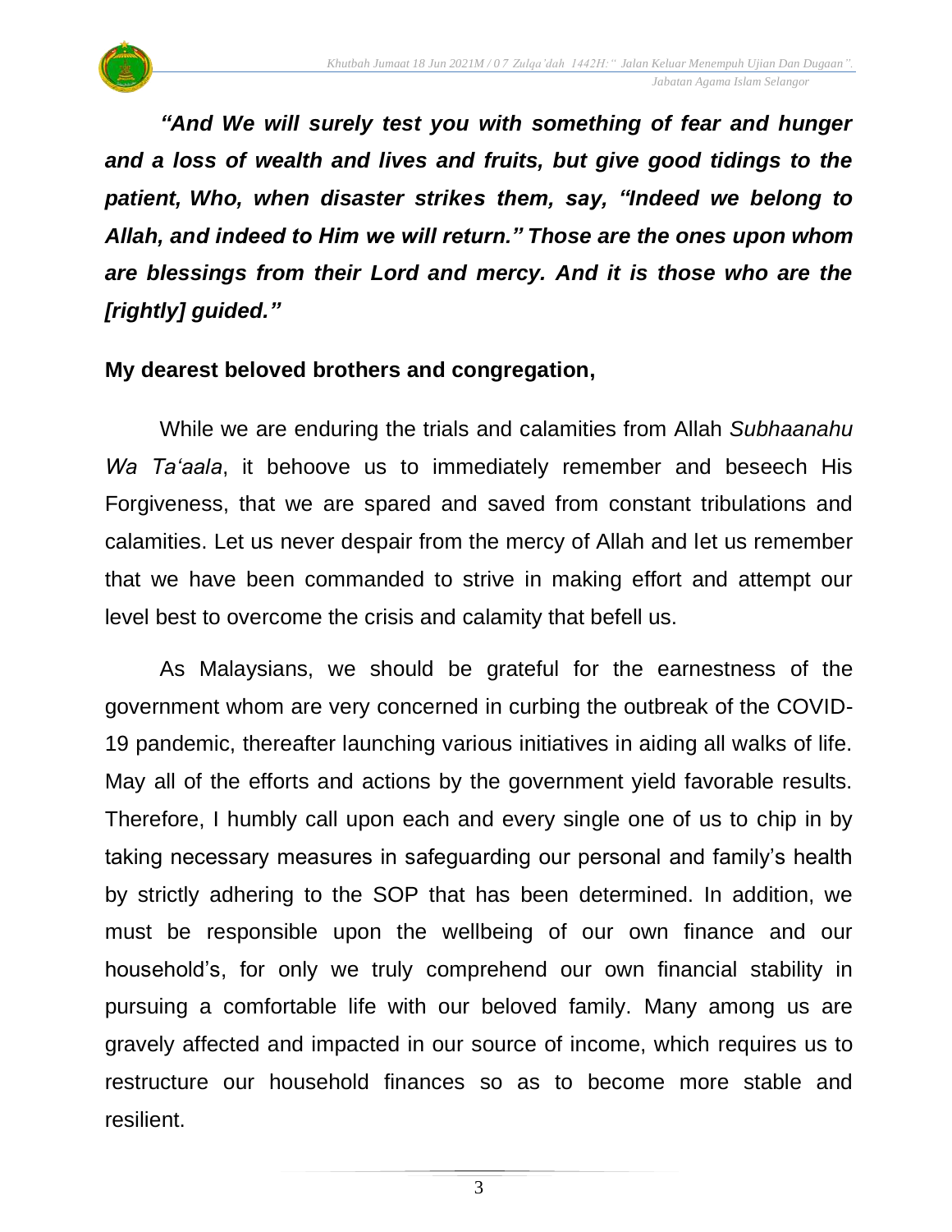***"And We will surely test you with something of fear and hunger and a loss of wealth and lives and fruits, but give good tidings to the patient, Who, when disaster strikes them, say, "Indeed we belong to Allah, and indeed to Him we will return." Those are the ones upon whom are blessings from their Lord and mercy. And it is those who are the [rightly] guided."***

**My dearest beloved brothers and congregation,**

While we are enduring the trials and calamities from Allah *Subhaanahu Wa Ta'aala*, it behoove us to immediately remember and beseech His Forgiveness, that we are spared and saved from constant tribulations and calamities. Let us never despair from the mercy of Allah and let us remember that we have been commanded to strive in making effort and attempt our level best to overcome the crisis and calamity that befell us.

As Malaysians, we should be grateful for the earnestness of the government whom are very concerned in curbing the outbreak of the COVID-19 pandemic, thereafter launching various initiatives in aiding all walks of life. May all of the efforts and actions by the government yield favorable results. Therefore, I humbly call upon each and every single one of us to chip in by taking necessary measures in safeguarding our personal and family's health by strictly adhering to the SOP that has been determined. In addition, we must be responsible upon the wellbeing of our own finance and our household's, for only we truly comprehend our own financial stability in pursuing a comfortable life with our beloved family. Many among us are gravely affected and impacted in our source of income, which requires us to restructure our household finances so as to become more stable and resilient.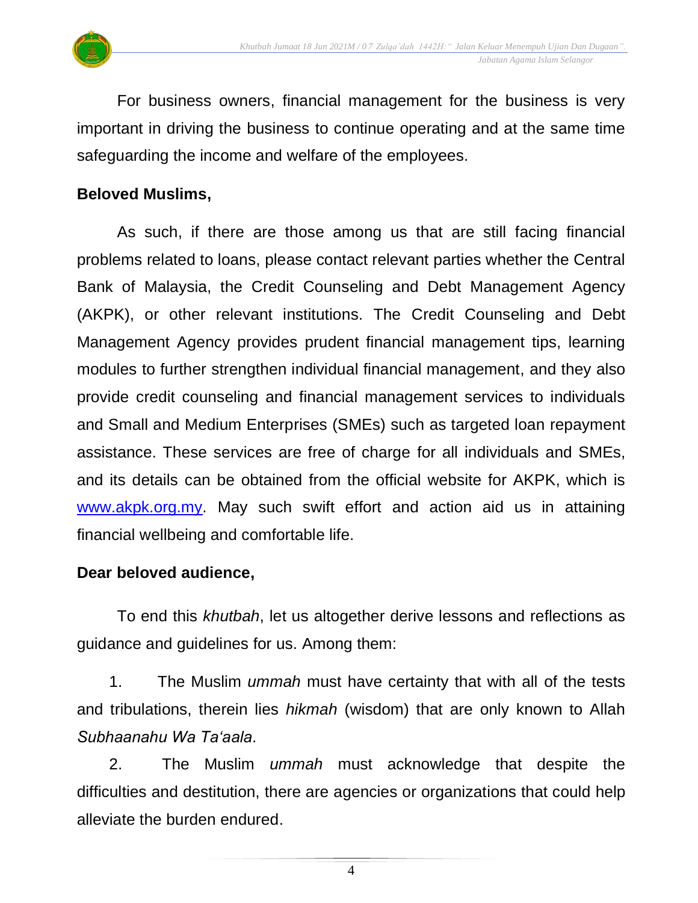For business owners, financial management for the business is very important in driving the business to continue operating and at the same time safeguarding the income and welfare of the employees.

**Beloved Muslims,**

As such, if there are those among us that are still facing financial problems related to loans, please contact relevant parties whether the Central Bank of Malaysia, the Credit Counseling and Debt Management Agency (AKPK), or other relevant institutions. The Credit Counseling and Debt Management Agency provides prudent financial management tips, learning modules to further strengthen individual financial management, and they also provide credit counseling and financial management services to individuals and Small and Medium Enterprises (SMEs) such as targeted loan repayment assistance. These services are free of charge for all individuals and SMEs, and its details can be obtained from the official website for AKPK, which is [www.akpk.org.my](http://www.akpk.org.my). May such swift effort and action aid us in attaining financial wellbeing and comfortable life.

**Dear beloved audience,**

To end this *khutbah*, let us altogether derive lessons and reflections as guidance and guidelines for us. Among them:

1. The Muslim *ummah* must have certainty that with all of the tests and tribulations, therein lies *hikmah* (wisdom) that are only known to Allah *Subhaanahu Wa Ta'aala*.

2. The Muslim *ummah* must acknowledge that despite the difficulties and destitution, there are agencies or organizations that could help alleviate the burden endured.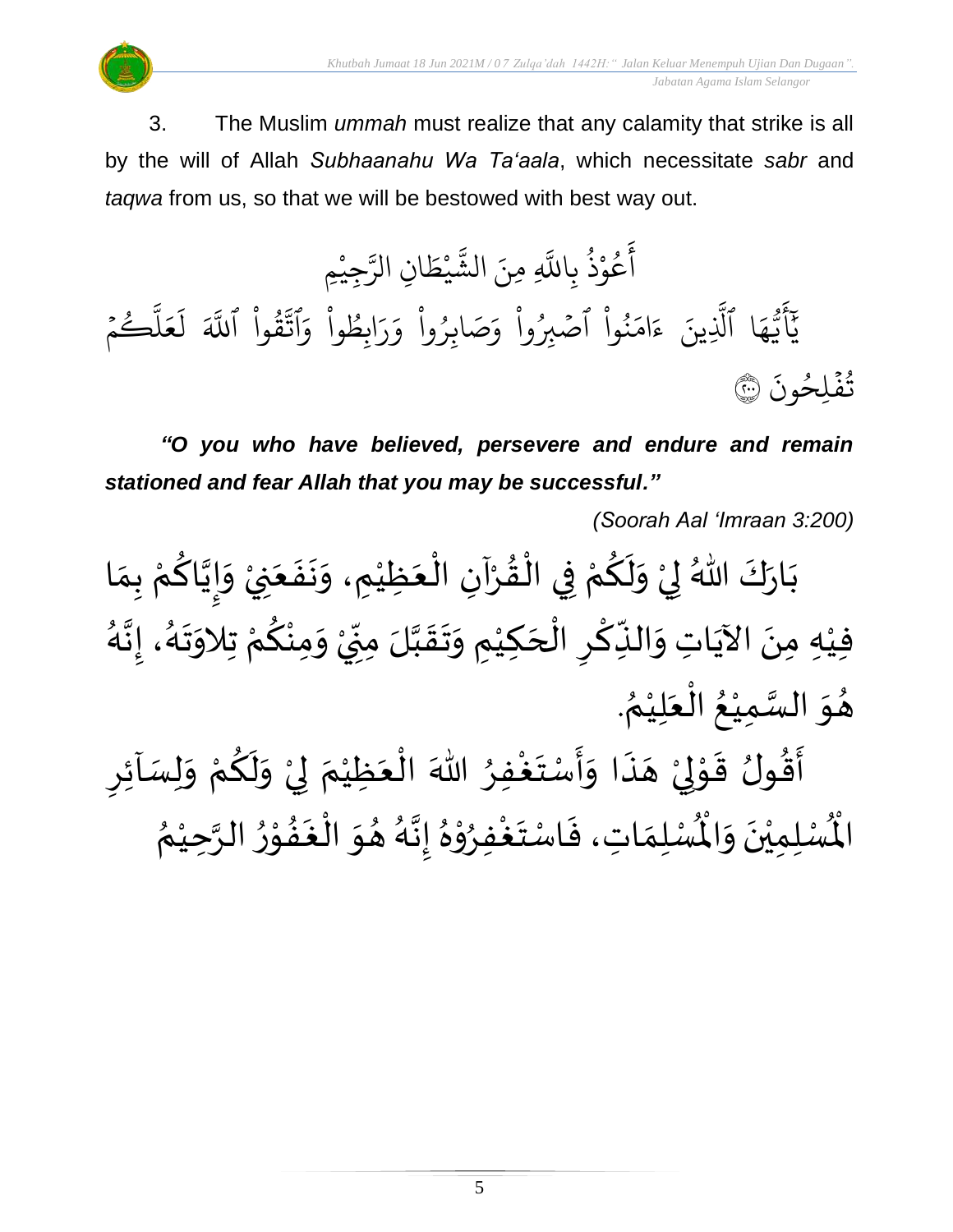3. The Muslim *ummah* must realize that any calamity that strike is all by the will of Allah *Subhaanahu Wa Ta'aala*, which necessitate *sabr* and *taqwa* from us, so that we will be bestowed with best way out.

أَعُوْذُ بِاللَّهِ مِنَ الشَّيْطَانِ الرَّجِيْمِ

يَٰٓأَيُّهَا ٱلَّذِينَ ءَامَنُواْ ٱصۡبِرُواْ وَصَابِرُواْ وَرَابِطُواْ وَٱتَّقُواْ ٱللَّهَ لَعَلَّكُمۡ تُفۡلِحُونَ ۝٢٠٠

***"O you who have believed, persevere and endure and remain stationed and fear Allah that you may be successful."***

*(Soorah Aal 'Imraan 3:200)*

بَارَكَ اللّٰهُ لِيْ وَلَكُمْ فِي الْقُرْآنِ الْعَظِيْمِ، وَنَفَعَنِيْ وَإِيَّاكُمْ بِمَا فِيْهِ مِنَ الآيَاتِ وَالذِّكْرِ الْحَكِيْمِ وَتَقَبَّلَ مِنِّيْ وَمِنْكُمْ تِلاوَتَهُ، إِنَّهُ هُوَ السَّمِيْعُ الْعَلِيْمُ.

أَقُولُ قَوْلِيْ هَذَا وَأَسْتَغْفِرُ اللّٰهَ الْعَظِيْمَ لِيْ وَلَكُمْ وَلِسَآئِرِ الْمُسْلِمِيْنَ وَالْمُسْلِمَاتِ، فَاسْتَغْفِرُوْهُ إِنَّهُ هُوَ الْغَفُوْرُ الرَّحِيْمُ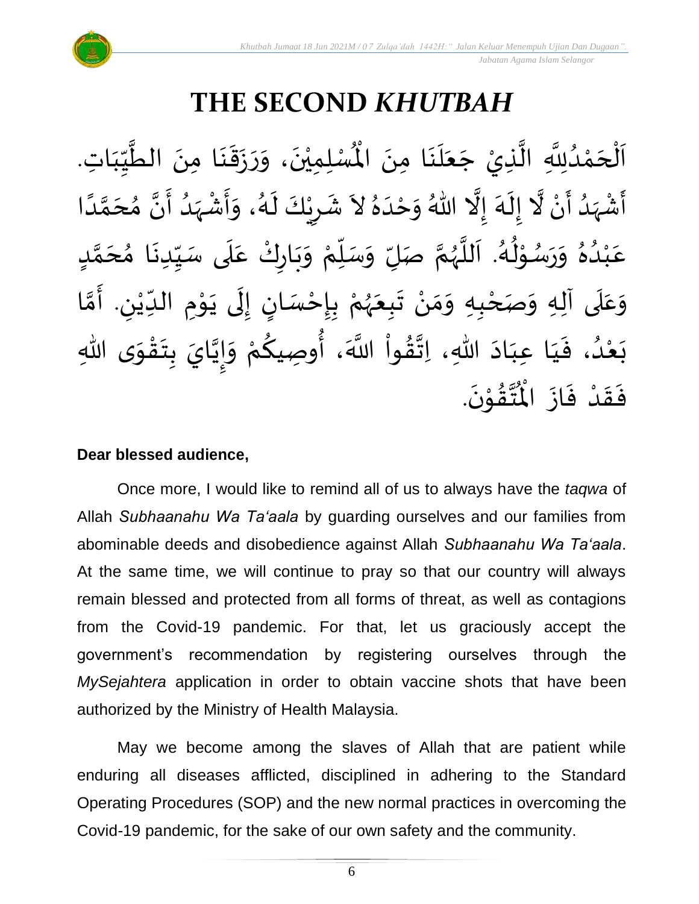# THE SECOND *KHUTBAH*

اَلْحَمْدُلِلَّهِ الَّذِيْ جَعَلَنَا مِنَ الْمُسْلِمِيْنَ، وَرَزَقَنَا مِنَ الطَّيِّبَاتِ. أَشْهَدُ أَنْ لَّا إِلَهَ إِلَّا اللهُ وَحْدَهُ لاَ شَرِيْكَ لَهُ، وَأَشْهَدُ أَنَّ مُحَمَّدًا عَبْدُهُ وَرَسُوْلُهُ. اَللَّهُمَّ صَلِّ وَسَلِّمْ وَبَارِكْ عَلَى سَيِّدِنَا مُحَمَّدٍ وَعَلَى آلِهِ وَصَحْبِهِ وَمَنْ تَبِعَهُمْ بِإِحْسَانٍ إِلَى يَوْمِ الدِّيْنِ. أَمَّا بَعْدُ، فَيَا عِبَادَ اللهِ، اِتَّقُواْ اللَّهَ، أُوصِيكُمْ وَإِيَّايَ بِتَقْوَى اللهِ فَقَدْ فَازَ الْمُتَّقُوْنَ.

**Dear blessed audience,**

Once more, I would like to remind all of us to always have the *taqwa* of Allah *Subhaanahu Wa Ta'aala* by guarding ourselves and our families from abominable deeds and disobedience against Allah *Subhaanahu Wa Ta'aala*. At the same time, we will continue to pray so that our country will always remain blessed and protected from all forms of threat, as well as contagions from the Covid-19 pandemic. For that, let us graciously accept the government's recommendation by registering ourselves through the *MySejahtera* application in order to obtain vaccine shots that have been authorized by the Ministry of Health Malaysia.

May we become among the slaves of Allah that are patient while enduring all diseases afflicted, disciplined in adhering to the Standard Operating Procedures (SOP) and the new normal practices in overcoming the Covid-19 pandemic, for the sake of our own safety and the community.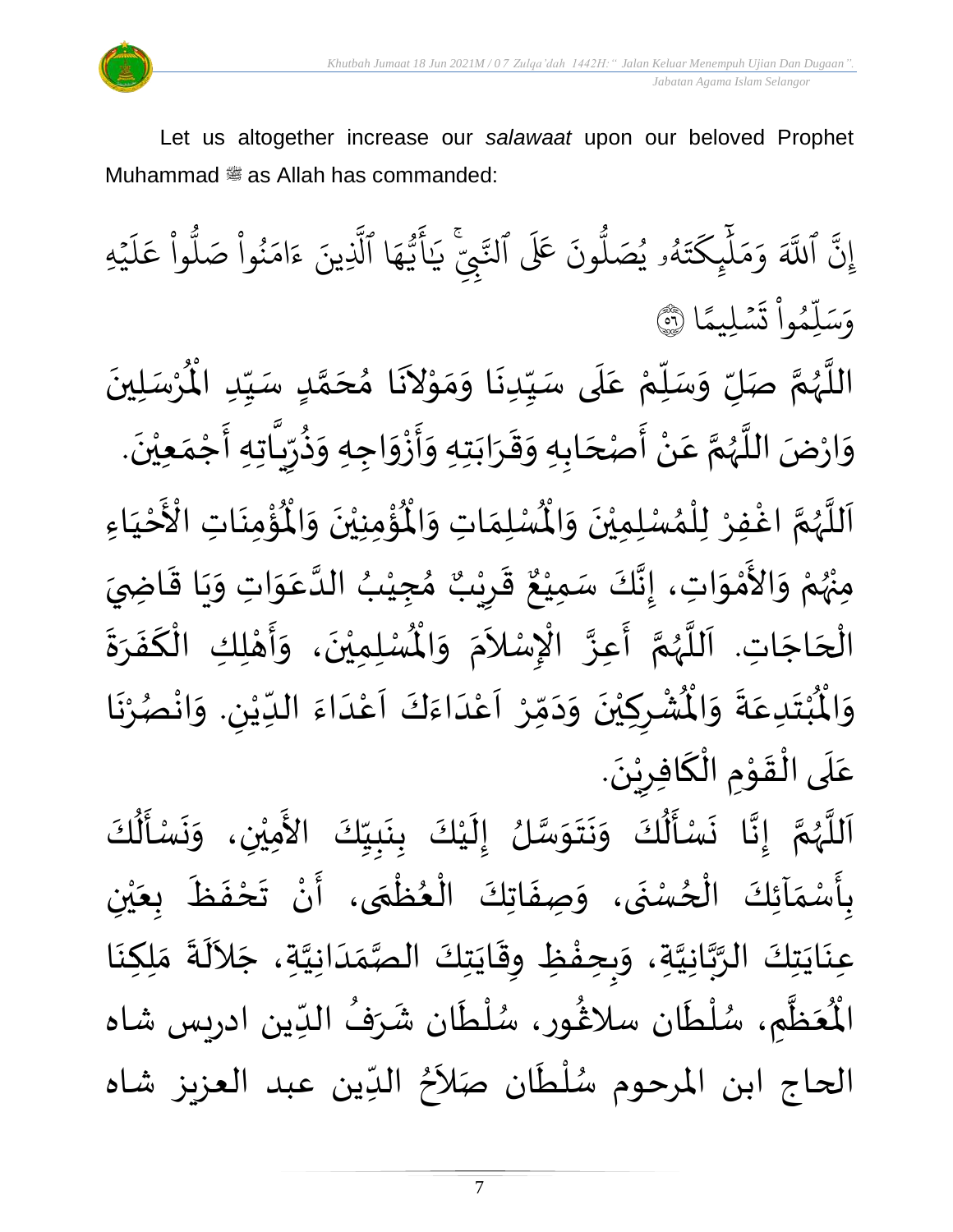Let us altogether increase our *salawaat* upon our beloved Prophet Muhammad ﷺ as Allah has commanded:

إِنَّ ٱللَّهَ وَمَلَٰٓئِكَتَهُۥ يُصَلُّونَ عَلَى ٱلنَّبِيِّۚ يَٰٓأَيُّهَا ٱلَّذِينَ ءَامَنُواْ صَلُّواْ عَلَيۡهِ وَسَلِّمُواْ تَسۡلِيمًا ۝٥٦

اللَّهُمَّ صَلِّ وَسَلِّمْ عَلَى سَيِّدِنَا وَمَوْلاَنَا مُحَمَّدٍ سَيِّدِ الْمُرْسَلِينَ وَارْضَ اللَّهُمَّ عَنْ أَصْحَابِهِ وَقَرَابَتِهِ وَأَزْوَاجِهِ وَذُرِّيَّاتِهِ أَجْمَعِيْنَ.

اَللَّهُمَّ اغْفِرْ لِلْمُسْلِمِيْنَ وَالْمُسْلِمَاتِ وَالْمُؤْمِنِيْنَ وَالْمُؤْمِنَاتِ الْأَحْيَاءِ مِنْهُمْ وَالأَمْوَاتِ، إِنَّكَ سَمِيْعٌ قَرِيْبٌ مُجِيْبُ الدَّعَوَاتِ وَيَا قَاضِيَ الْحَاجَاتِ. اَللَّهُمَّ أَعِزَّ الْإِسْلاَمَ وَالْمُسْلِمِيْنَ، وَأَهْلِكِ الْكَفَرَةَ وَالْمُبْتَدِعَةَ وَالْمُشْرِكِيْنَ وَدَمِّرْ اَعْدَاءَكَ اَعْدَاءَ الدِّيْنِ. وَانْصُرْنَا عَلَى الْقَوْمِ الْكَافِرِيْنَ.

اَللَّهُمَّ إِنَّا نَسْأَلُكَ وَنَتَوَسَّلُ إِلَيْكَ بِنَبِيِّكَ الأَمِيْنِ، وَنَسْأَلُكَ بِأَسْمَآئِكَ الْحُسْنَى، وَصِفَاتِكَ الْعُظْمَى، أَنْ تَحْفَظَ بِعَيْنِ عِنَايَتِكَ الرَّبَّانِيَّةِ، وَبِحِفْظِ وِقَايَتِكَ الصَّمَدَانِيَّةِ، جَلاَلَةَ مَلِكِنَا الْمُعَظَّمِ، سُلْطَان سلاڠور، سُلْطَان شَرَفُ الدِّين ادريس شاه الحاج ابن المرحوم سُلْطَان صَلاَحُ الدِّين عبد العزيز شاه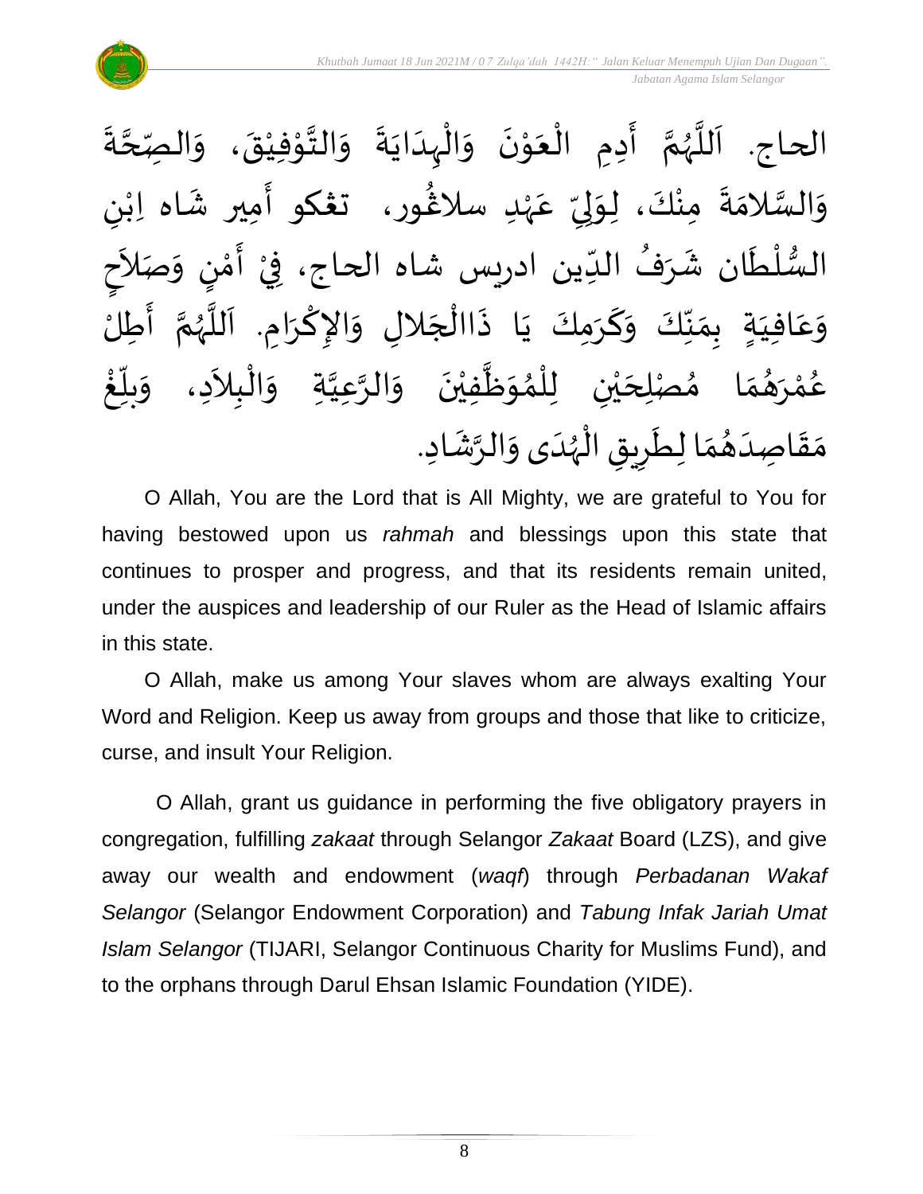الحاج. اَللَّهُمَّ أَدِمِ الْعَوْنَ وَالْهِدَايَةَ وَالتَّوْفِيْقَ، وَالصِّحَّةَ وَالسَّلامَةَ مِنْكَ، لِوَلِيِّ عَهْدِ سلاڠور، تڠكو أَمِير شَاه اِبْنِ السُّلْطَان شَرَفُ الدِّين ادريس شاه الحاج، فِيْ أَمْنٍ وَصَلاَحٍ وَعَافِيَةٍ بِمَنِّكَ وَكَرَمِكَ يَا ذَاالْجَلالِ وَالإِكْرَامِ. اَللَّهُمَّ أَطِلْ عُمْرَهُمَا مُصْلِحَيْنِ لِلْمُوَظَّفِيْنَ وَالرَّعِيَّةِ وَالْبِلاَدِ، وَبَلِّغْ مَقَاصِدَهُمَا لِطَرِيقِ الْهُدَى وَالرَّشَادِ.

O Allah, You are the Lord that is All Mighty, we are grateful to You for having bestowed upon us *rahmah* and blessings upon this state that continues to prosper and progress, and that its residents remain united, under the auspices and leadership of our Ruler as the Head of Islamic affairs in this state.

O Allah, make us among Your slaves whom are always exalting Your Word and Religion. Keep us away from groups and those that like to criticize, curse, and insult Your Religion.

O Allah, grant us guidance in performing the five obligatory prayers in congregation, fulfilling *zakaat* through Selangor *Zakaat* Board (LZS), and give away our wealth and endowment (*waqf*) through *Perbadanan Wakaf Selangor* (Selangor Endowment Corporation) and *Tabung Infak Jariah Umat Islam Selangor* (TIJARI, Selangor Continuous Charity for Muslims Fund), and to the orphans through Darul Ehsan Islamic Foundation (YIDE).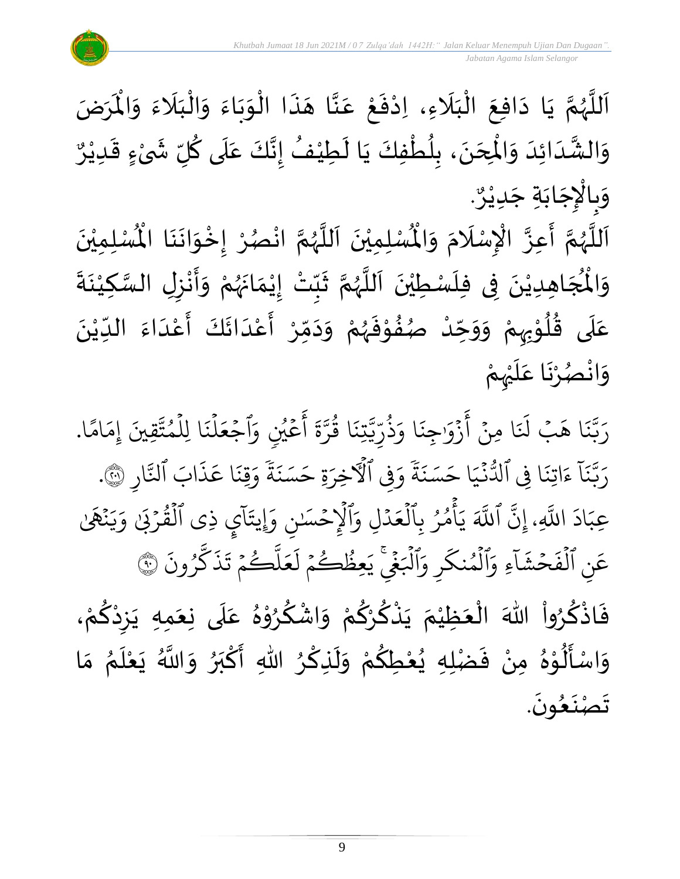اَللَّهُمَّ يَا دَافِعَ الْبَلَاءِ، اِدْفَعْ عَنَّا هَذَا الْوَبَاءَ وَالْبَلَاءَ وَالْمَرَضَ وَالشَّدَائِدَ وَالْمِحَنَ، بِلُطْفِكَ يَا لَطِيْفُ إِنَّكَ عَلَى كُلِّ شَيْءٍ قَدِيْرٌ وَبِالْإِجَابَةِ جَدِيْرٌ.

اَللَّهُمَّ أَعِزَّ الْإِسْلَامَ وَالْمُسْلِمِيْنَ اَللَّهُمَّ انْصُرْ إِخْوَانَنَا الْمُسْلِمِيْنَ وَالْمُجَاهِدِيْنَ فِى فِلَسْطِيْنَ اَللَّهُمَّ ثَبِّتْ إِيْمَانَهُمْ وَأَنْزِلِ السَّكِيْنَةَ عَلَى قُلُوْبِهِمْ وَوَحِّدْ صُفُوْفَهُمْ وَدَمِّرْ أَعْدَائَكَ أَعْدَاءَ الدِّيْنَ وَانْصُرْنَا عَلَيْهِمْ

رَبَّنَا هَبْ لَنَا مِنْ أَزْوَٰجِنَا وَذُرِّيَّتِنَا قُرَّةَ أَعْيُنٍ وَٱجْعَلْنَا لِلْمُتَّقِينَ إِمَامًا. رَبَّنَآ ءَاتِنَا فِى ٱلدُّنْيَا حَسَنَةً وَفِى ٱلْءَاخِرَةِ حَسَنَةً وَقِنَا عَذَابَ ٱلنَّارِ ﴿٢٠١﴾. عِبَادَ اللَّهِ، إِنَّ ٱللَّهَ يَأْمُرُ بِٱلْعَدْلِ وَٱلْإِحْسَٰنِ وَإِيتَآىِٕ ذِى ٱلْقُرْبَىٰ وَيَنْهَىٰ عَنِ ٱلْفَحْشَآءِ وَٱلْمُنكَرِ وَٱلْبَغْىِ ۚ يَعِظُكُمْ لَعَلَّكُمْ تَذَكَّرُونَ ﴿٩٠﴾

فَاذْكُرُواْ اللهَ الْعَظِيْمَ يَذْكُرْكُمْ وَاشْكُرُوْهُ عَلَى نِعَمِهِ يَزِدْكُمْ، وَاسْأَلُوْهُ مِنْ فَضْلِهِ يُعْطِكُمْ وَلَذِكْرُ اللهِ أَكْبَرُ وَاللَّهُ يَعْلَمُ مَا تَصْنَعُونَ.